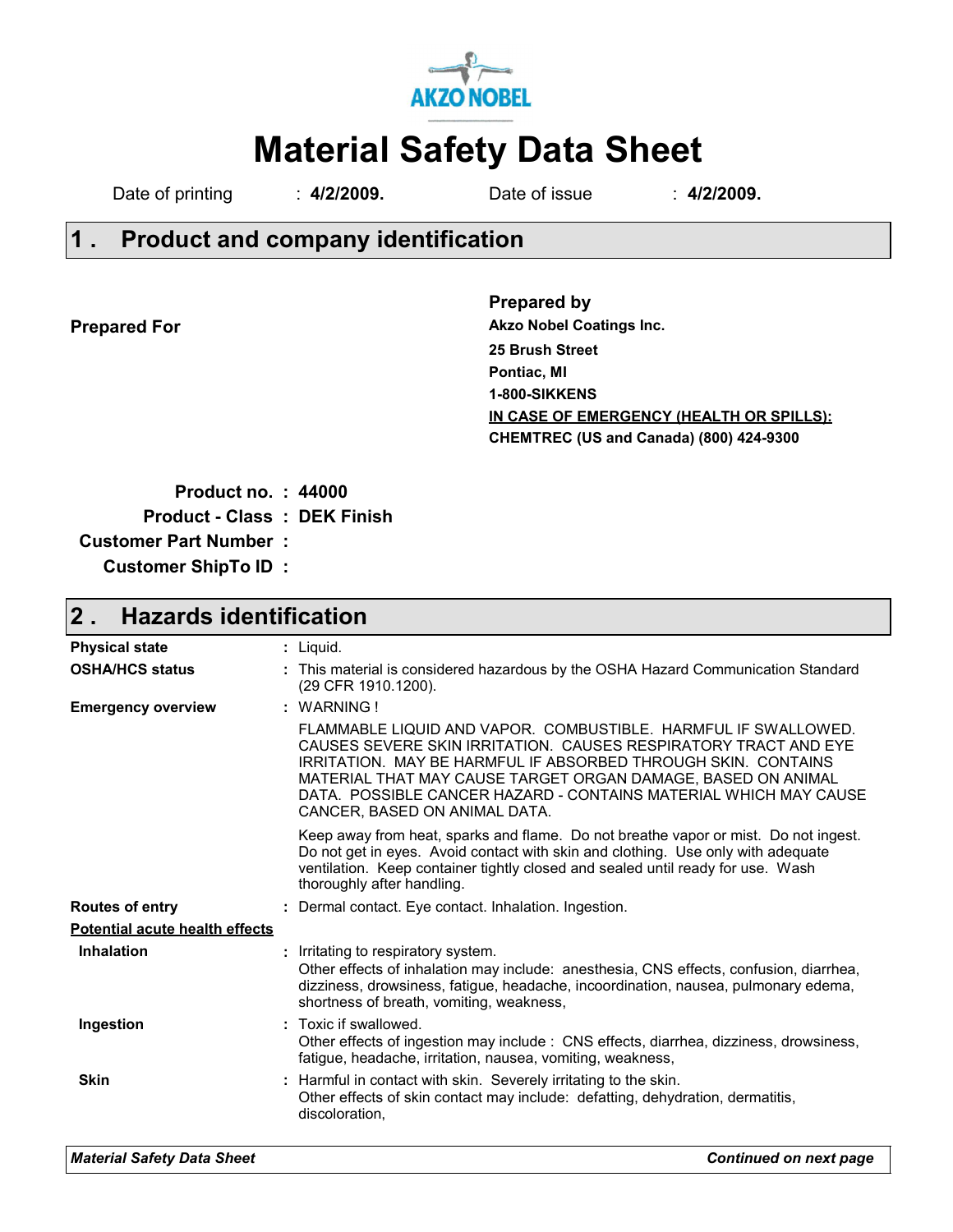AKZO NOBEL

# Material Safety Data Sheet

Date of printing : **4/2/2009.** Date of issue : **4/2/2009.**

## 1 . Product and company identification

**Prepared For**

**Prepared by**
**Akzo Nobel Coatings Inc.**
**25 Brush Street**
**Pontiac, MI**
**1-800-SIKKENS**
**IN CASE OF EMERGENCY (HEALTH OR SPILLS):**
**CHEMTREC (US and Canada) (800) 424-9300**

**Product no. : 44000**
**Product - Class : DEK Finish**
**Customer Part Number :**
**Customer ShipTo ID :**

## 2 . Hazards identification

**Physical state** : Liquid.

**OSHA/HCS status** : This material is considered hazardous by the OSHA Hazard Communication Standard (29 CFR 1910.1200).

**Emergency overview** : WARNING !

FLAMMABLE LIQUID AND VAPOR. COMBUSTIBLE. HARMFUL IF SWALLOWED. CAUSES SEVERE SKIN IRRITATION. CAUSES RESPIRATORY TRACT AND EYE IRRITATION. MAY BE HARMFUL IF ABSORBED THROUGH SKIN. CONTAINS MATERIAL THAT MAY CAUSE TARGET ORGAN DAMAGE, BASED ON ANIMAL DATA. POSSIBLE CANCER HAZARD - CONTAINS MATERIAL WHICH MAY CAUSE CANCER, BASED ON ANIMAL DATA.

Keep away from heat, sparks and flame. Do not breathe vapor or mist. Do not ingest. Do not get in eyes. Avoid contact with skin and clothing. Use only with adequate ventilation. Keep container tightly closed and sealed until ready for use. Wash thoroughly after handling.

**Routes of entry** : Dermal contact. Eye contact. Inhalation. Ingestion.

**Potential acute health effects**

**Inhalation** : Irritating to respiratory system.
Other effects of inhalation may include: anesthesia, CNS effects, confusion, diarrhea, dizziness, drowsiness, fatigue, headache, incoordination, nausea, pulmonary edema, shortness of breath, vomiting, weakness,

**Ingestion** : Toxic if swallowed.
Other effects of ingestion may include : CNS effects, diarrhea, dizziness, drowsiness, fatigue, headache, irritation, nausea, vomiting, weakness,

**Skin** : Harmful in contact with skin. Severely irritating to the skin.
Other effects of skin contact may include: defatting, dehydration, dermatitis, discoloration,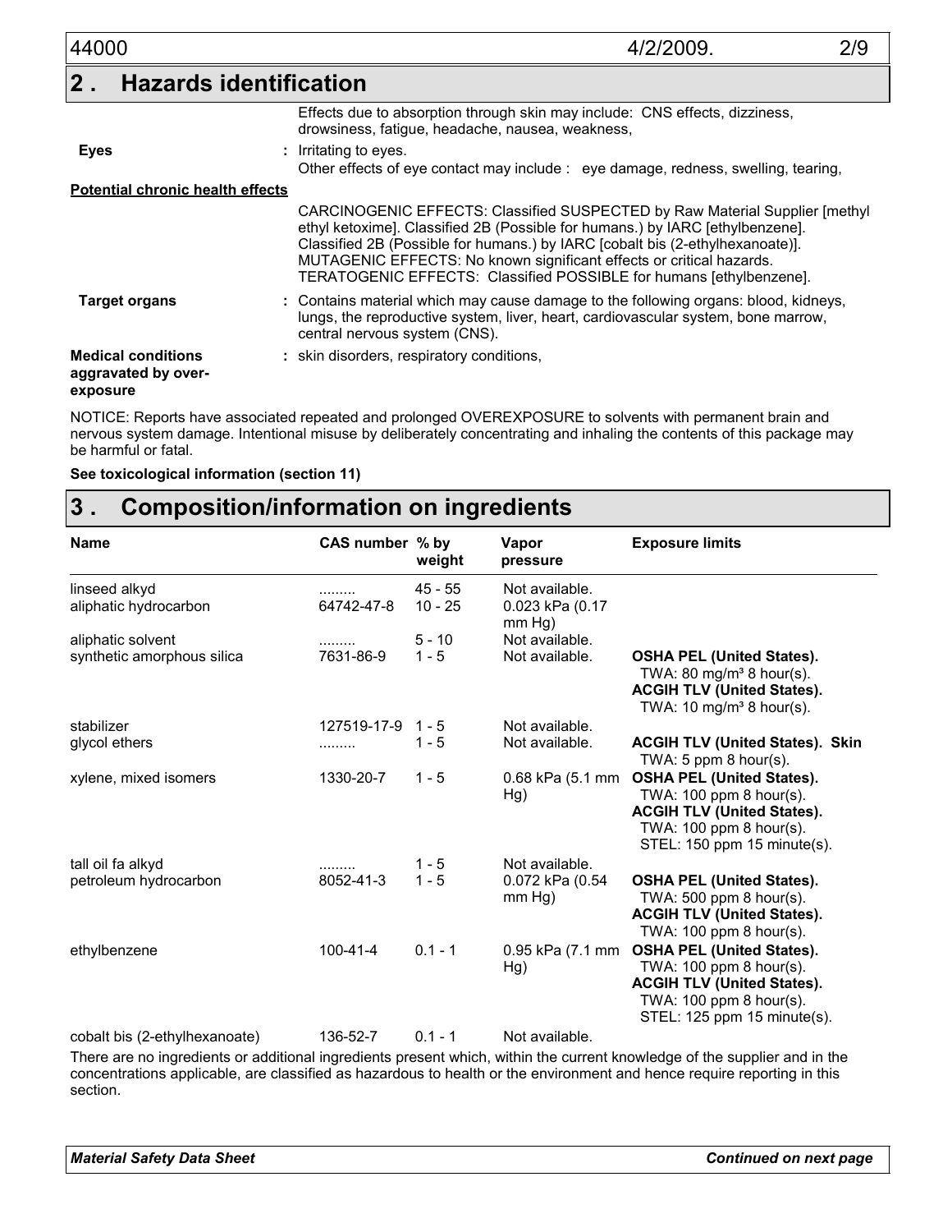## 2 . Hazards identification

Effects due to absorption through skin may include: CNS effects, dizziness, drowsiness, fatigue, headache, nausea, weakness,

**Eyes** : Irritating to eyes.
Other effects of eye contact may include : eye damage, redness, swelling, tearing,

**Potential chronic health effects**

CARCINOGENIC EFFECTS: Classified SUSPECTED by Raw Material Supplier [methyl ethyl ketoxime]. Classified 2B (Possible for humans.) by IARC [ethylbenzene]. Classified 2B (Possible for humans.) by IARC [cobalt bis (2-ethylhexanoate)].
MUTAGENIC EFFECTS: No known significant effects or critical hazards.
TERATOGENIC EFFECTS: Classified POSSIBLE for humans [ethylbenzene].

**Target organs** : Contains material which may cause damage to the following organs: blood, kidneys, lungs, the reproductive system, liver, heart, cardiovascular system, bone marrow, central nervous system (CNS).

**Medical conditions aggravated by over-exposure** : skin disorders, respiratory conditions,

NOTICE: Reports have associated repeated and prolonged OVEREXPOSURE to solvents with permanent brain and nervous system damage. Intentional misuse by deliberately concentrating and inhaling the contents of this package may be harmful or fatal.

**See toxicological information (section 11)**

## 3 . Composition/information on ingredients

| Name | CAS number | % by weight | Vapor pressure | Exposure limits |
|---|---|---|---|---|
| linseed alkyd | ......... | 45 - 55 | Not available. | |
| aliphatic hydrocarbon | 64742-47-8 | 10 - 25 | 0.023 kPa (0.17 mm Hg) | |
| aliphatic solvent | ......... | 5 - 10 | Not available. | |
| synthetic amorphous silica | 7631-86-9 | 1 - 5 | Not available. | **OSHA PEL (United States).** TWA: 80 mg/m³ 8 hour(s). **ACGIH TLV (United States).** TWA: 10 mg/m³ 8 hour(s). |
| stabilizer | 127519-17-9 | 1 - 5 | Not available. | |
| glycol ethers | ......... | 1 - 5 | Not available. | **ACGIH TLV (United States). Skin** TWA: 5 ppm 8 hour(s). |
| xylene, mixed isomers | 1330-20-7 | 1 - 5 | 0.68 kPa (5.1 mm Hg) | **OSHA PEL (United States).** TWA: 100 ppm 8 hour(s). **ACGIH TLV (United States).** TWA: 100 ppm 8 hour(s). STEL: 150 ppm 15 minute(s). |
| tall oil fa alkyd | ......... | 1 - 5 | Not available. | |
| petroleum hydrocarbon | 8052-41-3 | 1 - 5 | 0.072 kPa (0.54 mm Hg) | **OSHA PEL (United States).** TWA: 500 ppm 8 hour(s). **ACGIH TLV (United States).** TWA: 100 ppm 8 hour(s). |
| ethylbenzene | 100-41-4 | 0.1 - 1 | 0.95 kPa (7.1 mm Hg) | **OSHA PEL (United States).** TWA: 100 ppm 8 hour(s). **ACGIH TLV (United States).** TWA: 100 ppm 8 hour(s). STEL: 125 ppm 15 minute(s). |
| cobalt bis (2-ethylhexanoate) | 136-52-7 | 0.1 - 1 | Not available. | |

There are no ingredients or additional ingredients present which, within the current knowledge of the supplier and in the concentrations applicable, are classified as hazardous to health or the environment and hence require reporting in this section.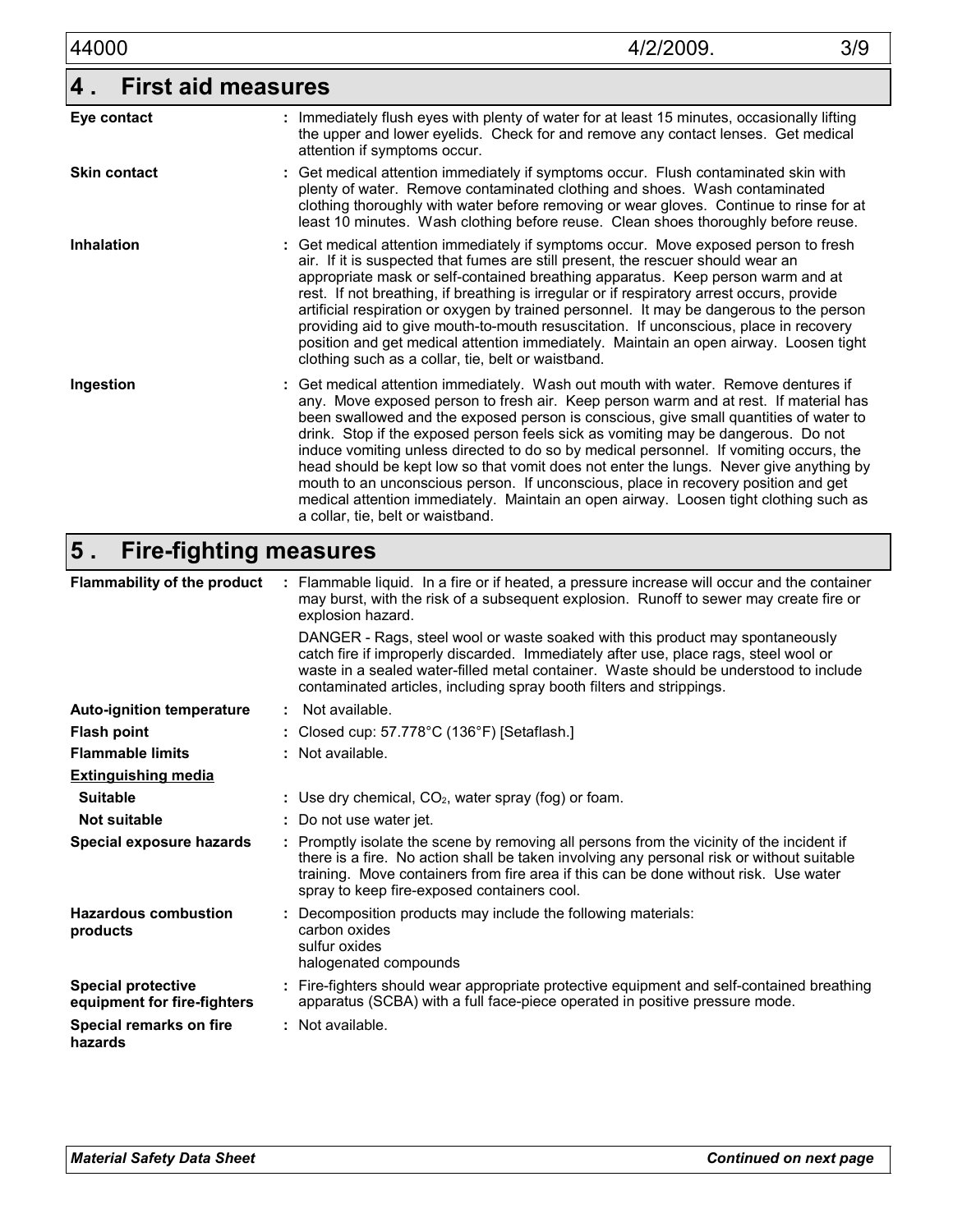## 4 . First aid measures

| | |
|---|---|
| **Eye contact** | : Immediately flush eyes with plenty of water for at least 15 minutes, occasionally lifting the upper and lower eyelids. Check for and remove any contact lenses. Get medical attention if symptoms occur. |
| **Skin contact** | : Get medical attention immediately if symptoms occur. Flush contaminated skin with plenty of water. Remove contaminated clothing and shoes. Wash contaminated clothing thoroughly with water before removing or wear gloves. Continue to rinse for at least 10 minutes. Wash clothing before reuse. Clean shoes thoroughly before reuse. |
| **Inhalation** | : Get medical attention immediately if symptoms occur. Move exposed person to fresh air. If it is suspected that fumes are still present, the rescuer should wear an appropriate mask or self-contained breathing apparatus. Keep person warm and at rest. If not breathing, if breathing is irregular or if respiratory arrest occurs, provide artificial respiration or oxygen by trained personnel. It may be dangerous to the person providing aid to give mouth-to-mouth resuscitation. If unconscious, place in recovery position and get medical attention immediately. Maintain an open airway. Loosen tight clothing such as a collar, tie, belt or waistband. |
| **Ingestion** | : Get medical attention immediately. Wash out mouth with water. Remove dentures if any. Move exposed person to fresh air. Keep person warm and at rest. If material has been swallowed and the exposed person is conscious, give small quantities of water to drink. Stop if the exposed person feels sick as vomiting may be dangerous. Do not induce vomiting unless directed to do so by medical personnel. If vomiting occurs, the head should be kept low so that vomit does not enter the lungs. Never give anything by mouth to an unconscious person. If unconscious, place in recovery position and get medical attention immediately. Maintain an open airway. Loosen tight clothing such as a collar, tie, belt or waistband. |

## 5 . Fire-fighting measures

| | |
|---|---|
| **Flammability of the product** | : Flammable liquid. In a fire or if heated, a pressure increase will occur and the container may burst, with the risk of a subsequent explosion. Runoff to sewer may create fire or explosion hazard.<br><br>DANGER - Rags, steel wool or waste soaked with this product may spontaneously catch fire if improperly discarded. Immediately after use, place rags, steel wool or waste in a sealed water-filled metal container. Waste should be understood to include contaminated articles, including spray booth filters and strippings. |
| **Auto-ignition temperature** | : Not available. |
| **Flash point** | : Closed cup: 57.778°C (136°F) [Setaflash.] |
| **Flammable limits** | : Not available. |
| **Extinguishing media** | |
| **Suitable** | : Use dry chemical, $CO_2$, water spray (fog) or foam. |
| **Not suitable** | : Do not use water jet. |
| **Special exposure hazards** | : Promptly isolate the scene by removing all persons from the vicinity of the incident if there is a fire. No action shall be taken involving any personal risk or without suitable training. Move containers from fire area if this can be done without risk. Use water spray to keep fire-exposed containers cool. |
| **Hazardous combustion products** | : Decomposition products may include the following materials:<br>carbon oxides<br>sulfur oxides<br>halogenated compounds |
| **Special protective equipment for fire-fighters** | : Fire-fighters should wear appropriate protective equipment and self-contained breathing apparatus (SCBA) with a full face-piece operated in positive pressure mode. |
| **Special remarks on fire hazards** | : Not available. |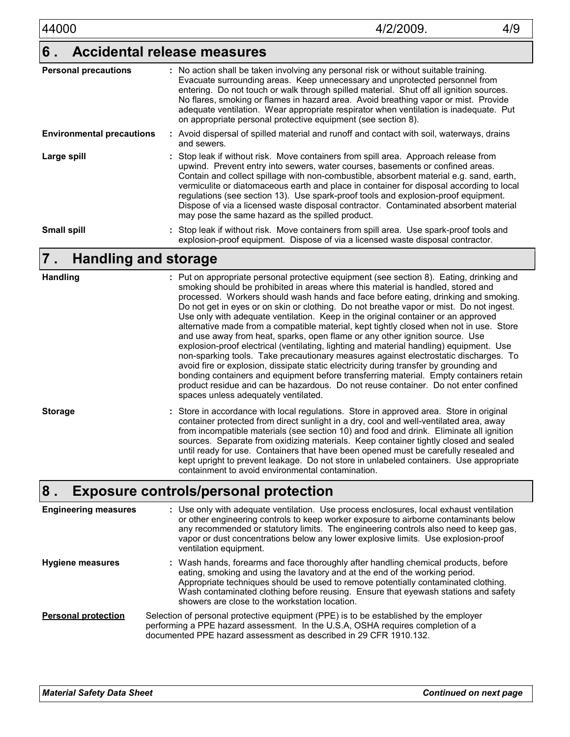## 6 . Accidental release measures

**Personal precautions** : No action shall be taken involving any personal risk or without suitable training. Evacuate surrounding areas. Keep unnecessary and unprotected personnel from entering. Do not touch or walk through spilled material. Shut off all ignition sources. No flares, smoking or flames in hazard area. Avoid breathing vapor or mist. Provide adequate ventilation. Wear appropriate respirator when ventilation is inadequate. Put on appropriate personal protective equipment (see section 8).

**Environmental precautions** : Avoid dispersal of spilled material and runoff and contact with soil, waterways, drains and sewers.

**Large spill** : Stop leak if without risk. Move containers from spill area. Approach release from upwind. Prevent entry into sewers, water courses, basements or confined areas. Contain and collect spillage with non-combustible, absorbent material e.g. sand, earth, vermiculite or diatomaceous earth and place in container for disposal according to local regulations (see section 13). Use spark-proof tools and explosion-proof equipment. Dispose of via a licensed waste disposal contractor. Contaminated absorbent material may pose the same hazard as the spilled product.

**Small spill** : Stop leak if without risk. Move containers from spill area. Use spark-proof tools and explosion-proof equipment. Dispose of via a licensed waste disposal contractor.

## 7 . Handling and storage

**Handling** : Put on appropriate personal protective equipment (see section 8). Eating, drinking and smoking should be prohibited in areas where this material is handled, stored and processed. Workers should wash hands and face before eating, drinking and smoking. Do not get in eyes or on skin or clothing. Do not breathe vapor or mist. Do not ingest. Use only with adequate ventilation. Keep in the original container or an approved alternative made from a compatible material, kept tightly closed when not in use. Store and use away from heat, sparks, open flame or any other ignition source. Use explosion-proof electrical (ventilating, lighting and material handling) equipment. Use non-sparking tools. Take precautionary measures against electrostatic discharges. To avoid fire or explosion, dissipate static electricity during transfer by grounding and bonding containers and equipment before transferring material. Empty containers retain product residue and can be hazardous. Do not reuse container. Do not enter confined spaces unless adequately ventilated.

**Storage** : Store in accordance with local regulations. Store in approved area. Store in original container protected from direct sunlight in a dry, cool and well-ventilated area, away from incompatible materials (see section 10) and food and drink. Eliminate all ignition sources. Separate from oxidizing materials. Keep container tightly closed and sealed until ready for use. Containers that have been opened must be carefully resealed and kept upright to prevent leakage. Do not store in unlabeled containers. Use appropriate containment to avoid environmental contamination.

## 8 . Exposure controls/personal protection

**Engineering measures** : Use only with adequate ventilation. Use process enclosures, local exhaust ventilation or other engineering controls to keep worker exposure to airborne contaminants below any recommended or statutory limits. The engineering controls also need to keep gas, vapor or dust concentrations below any lower explosive limits. Use explosion-proof ventilation equipment.

**Hygiene measures** : Wash hands, forearms and face thoroughly after handling chemical products, before eating, smoking and using the lavatory and at the end of the working period. Appropriate techniques should be used to remove potentially contaminated clothing. Wash contaminated clothing before reusing. Ensure that eyewash stations and safety showers are close to the workstation location.

**Personal protection** Selection of personal protective equipment (PPE) is to be established by the employer performing a PPE hazard assessment. In the U.S.A, OSHA requires completion of a documented PPE hazard assessment as described in 29 CFR 1910.132.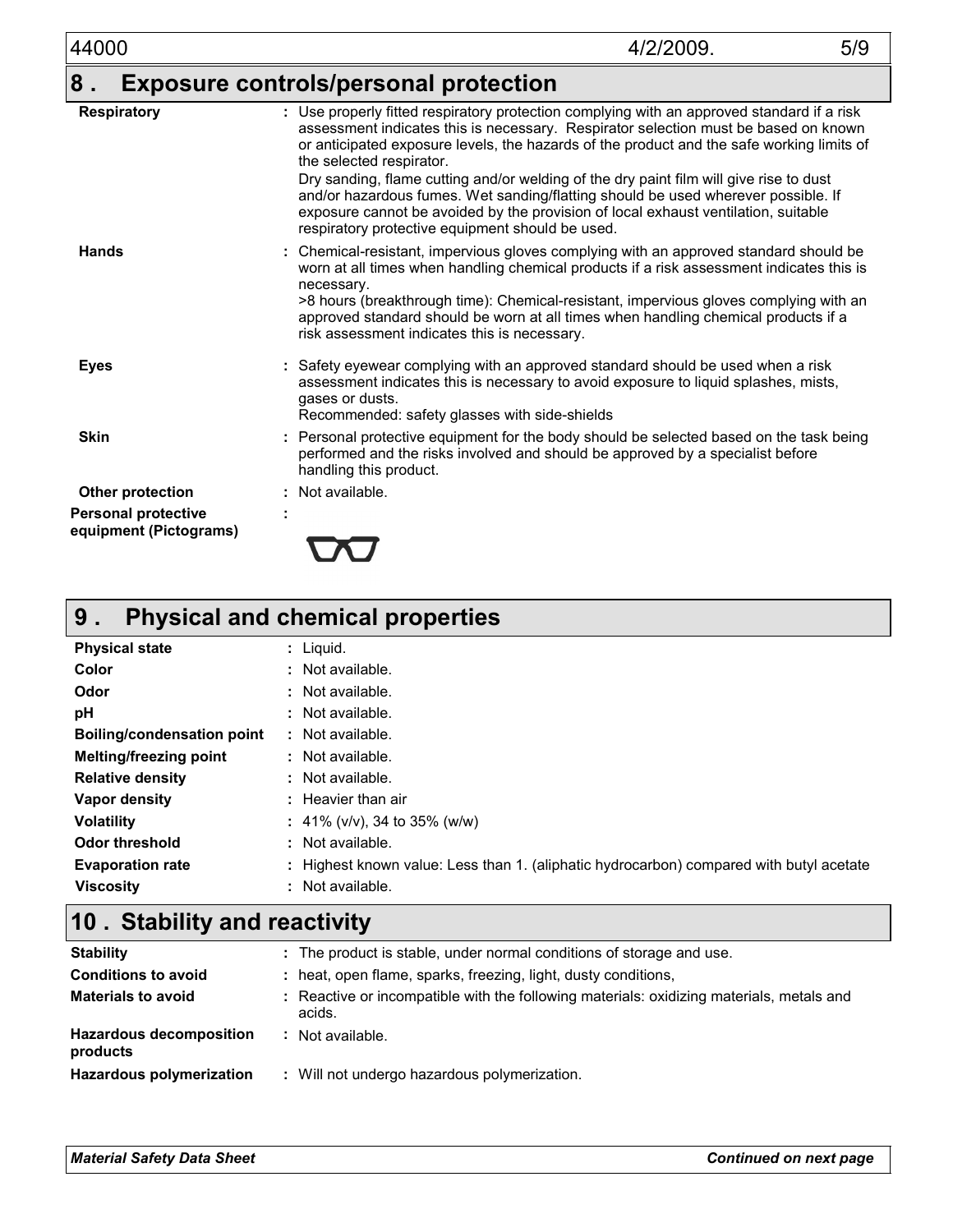## 8 . Exposure controls/personal protection

| | |
|---|---|
| **Respiratory** | : Use properly fitted respiratory protection complying with an approved standard if a risk assessment indicates this is necessary. Respirator selection must be based on known or anticipated exposure levels, the hazards of the product and the safe working limits of the selected respirator. Dry sanding, flame cutting and/or welding of the dry paint film will give rise to dust and/or hazardous fumes. Wet sanding/flatting should be used wherever possible. If exposure cannot be avoided by the provision of local exhaust ventilation, suitable respiratory protective equipment should be used. |
| **Hands** | : Chemical-resistant, impervious gloves complying with an approved standard should be worn at all times when handling chemical products if a risk assessment indicates this is necessary. >8 hours (breakthrough time): Chemical-resistant, impervious gloves complying with an approved standard should be worn at all times when handling chemical products if a risk assessment indicates this is necessary. |
| **Eyes** | : Safety eyewear complying with an approved standard should be used when a risk assessment indicates this is necessary to avoid exposure to liquid splashes, mists, gases or dusts. Recommended: safety glasses with side-shields |
| **Skin** | : Personal protective equipment for the body should be selected based on the task being performed and the risks involved and should be approved by a specialist before handling this product. |
| **Other protection** | : Not available. |
| **Personal protective equipment (Pictograms)** | : |

## 9 . Physical and chemical properties

| | |
|---|---|
| **Physical state** | : Liquid. |
| **Color** | : Not available. |
| **Odor** | : Not available. |
| **pH** | : Not available. |
| **Boiling/condensation point** | : Not available. |
| **Melting/freezing point** | : Not available. |
| **Relative density** | : Not available. |
| **Vapor density** | : Heavier than air |
| **Volatility** | : 41% (v/v), 34 to 35% (w/w) |
| **Odor threshold** | : Not available. |
| **Evaporation rate** | : Highest known value: Less than 1. (aliphatic hydrocarbon) compared with butyl acetate |
| **Viscosity** | : Not available. |

## 10 . Stability and reactivity

| | |
|---|---|
| **Stability** | : The product is stable, under normal conditions of storage and use. |
| **Conditions to avoid** | : heat, open flame, sparks, freezing, light, dusty conditions, |
| **Materials to avoid** | : Reactive or incompatible with the following materials: oxidizing materials, metals and acids. |
| **Hazardous decomposition products** | : Not available. |
| **Hazardous polymerization** | : Will not undergo hazardous polymerization. |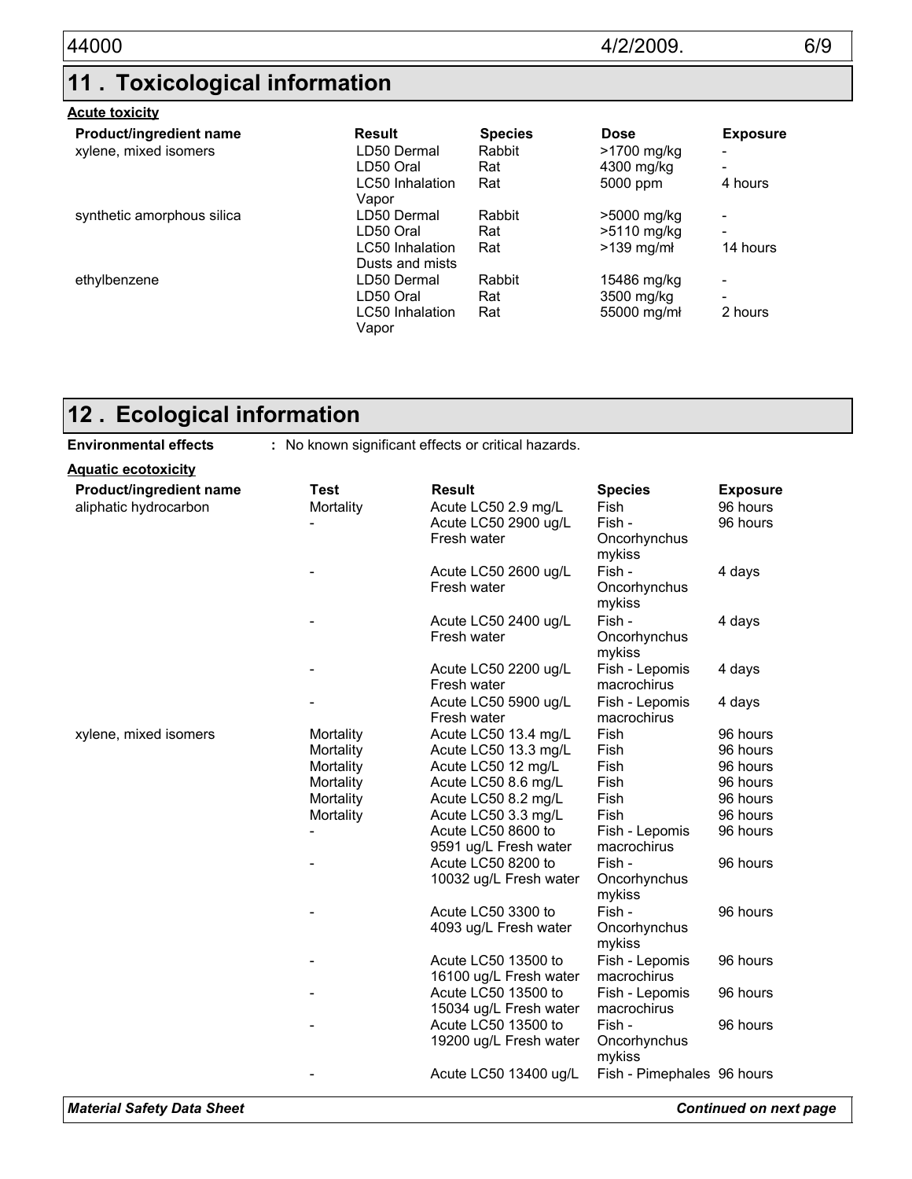## 11 . Toxicological information

**Acute toxicity**

| Product/ingredient name | Result | Species | Dose | Exposure |
|---|---|---|---|---|
| xylene, mixed isomers | LD50 Dermal | Rabbit | >1700 mg/kg | - |
| | LD50 Oral | Rat | 4300 mg/kg | - |
| | LC50 Inhalation Vapor | Rat | 5000 ppm | 4 hours |
| synthetic amorphous silica | LD50 Dermal | Rabbit | >5000 mg/kg | - |
| | LD50 Oral | Rat | >5110 mg/kg | - |
| | LC50 Inhalation Dusts and mists | Rat | >139 mg/mł | 14 hours |
| ethylbenzene | LD50 Dermal | Rabbit | 15486 mg/kg | - |
| | LD50 Oral | Rat | 3500 mg/kg | - |
| | LC50 Inhalation Vapor | Rat | 55000 mg/mł | 2 hours |

## 12 . Ecological information

**Environmental effects** : No known significant effects or critical hazards.

**Aquatic ecotoxicity**

| Product/ingredient name | Test | Result | Species | Exposure |
|---|---|---|---|---|
| aliphatic hydrocarbon | Mortality | Acute LC50 2.9 mg/L | Fish | 96 hours |
| | - | Acute LC50 2900 ug/L Fresh water | Fish - Oncorhynchus mykiss | 96 hours |
| | - | Acute LC50 2600 ug/L Fresh water | Fish - Oncorhynchus mykiss | 4 days |
| | - | Acute LC50 2400 ug/L Fresh water | Fish - Oncorhynchus mykiss | 4 days |
| | - | Acute LC50 2200 ug/L Fresh water | Fish - Lepomis macrochirus | 4 days |
| | - | Acute LC50 5900 ug/L Fresh water | Fish - Lepomis macrochirus | 4 days |
| xylene, mixed isomers | Mortality | Acute LC50 13.4 mg/L | Fish | 96 hours |
| | Mortality | Acute LC50 13.3 mg/L | Fish | 96 hours |
| | Mortality | Acute LC50 12 mg/L | Fish | 96 hours |
| | Mortality | Acute LC50 8.6 mg/L | Fish | 96 hours |
| | Mortality | Acute LC50 8.2 mg/L | Fish | 96 hours |
| | Mortality | Acute LC50 3.3 mg/L | Fish | 96 hours |
| | - | Acute LC50 8600 to 9591 ug/L Fresh water | Fish - Lepomis macrochirus | 96 hours |
| | - | Acute LC50 8200 to 10032 ug/L Fresh water | Fish - Oncorhynchus mykiss | 96 hours |
| | - | Acute LC50 3300 to 4093 ug/L Fresh water | Fish - Oncorhynchus mykiss | 96 hours |
| | - | Acute LC50 13500 to 16100 ug/L Fresh water | Fish - Lepomis macrochirus | 96 hours |
| | - | Acute LC50 13500 to 15034 ug/L Fresh water | Fish - Lepomis macrochirus | 96 hours |
| | - | Acute LC50 13500 to 19200 ug/L Fresh water | Fish - Oncorhynchus mykiss | 96 hours |
| | - | Acute LC50 13400 ug/L | Fish - Pimephales | 96 hours |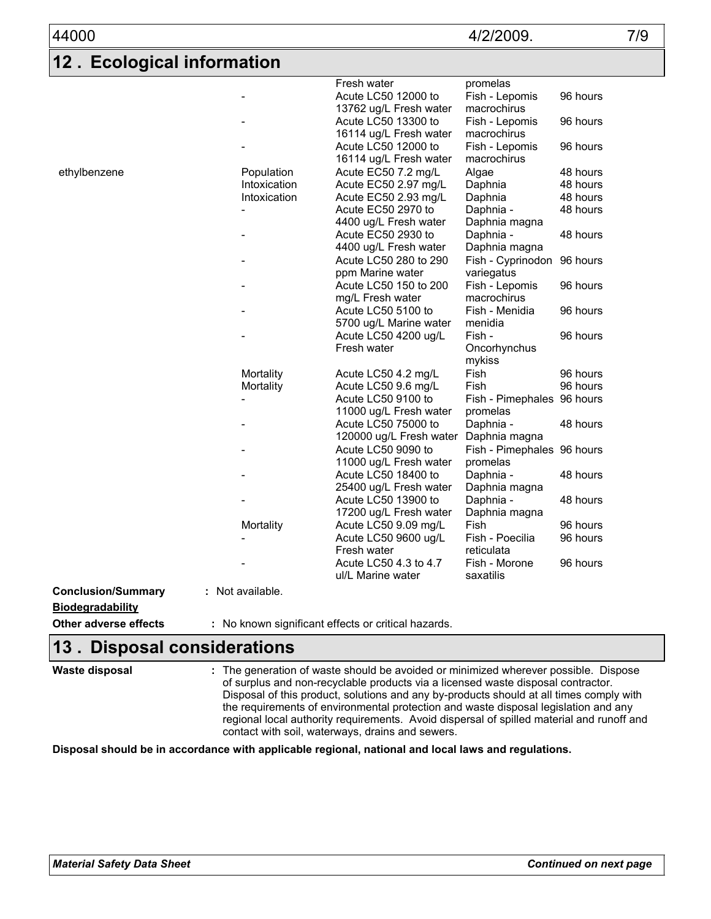## 12 . Ecological information

| | | | | |
|---|---|---|---|---|
| | | Fresh water | promelas | |
| | - | Acute LC50 12000 to 13762 ug/L Fresh water | Fish - Lepomis macrochirus | 96 hours |
| | - | Acute LC50 13300 to 16114 ug/L Fresh water | Fish - Lepomis macrochirus | 96 hours |
| | - | Acute LC50 12000 to 16114 ug/L Fresh water | Fish - Lepomis macrochirus | 96 hours |
| ethylbenzene | Population | Acute EC50 7.2 mg/L | Algae | 48 hours |
| | Intoxication | Acute EC50 2.97 mg/L | Daphnia | 48 hours |
| | Intoxication | Acute EC50 2.93 mg/L | Daphnia | 48 hours |
| | - | Acute EC50 2970 to 4400 ug/L Fresh water | Daphnia - Daphnia magna | 48 hours |
| | - | Acute EC50 2930 to 4400 ug/L Fresh water | Daphnia - Daphnia magna | 48 hours |
| | - | Acute LC50 280 to 290 ppm Marine water | Fish - Cyprinodon variegatus | 96 hours |
| | - | Acute LC50 150 to 200 mg/L Fresh water | Fish - Lepomis macrochirus | 96 hours |
| | - | Acute LC50 5100 to 5700 ug/L Marine water | Fish - Menidia menidia | 96 hours |
| | - | Acute LC50 4200 ug/L Fresh water | Fish - Oncorhynchus mykiss | 96 hours |
| | Mortality | Acute LC50 4.2 mg/L | Fish | 96 hours |
| | Mortality | Acute LC50 9.6 mg/L | Fish | 96 hours |
| | - | Acute LC50 9100 to 11000 ug/L Fresh water | Fish - Pimephales promelas | 96 hours |
| | - | Acute LC50 75000 to 120000 ug/L Fresh water | Daphnia - Daphnia magna | 48 hours |
| | - | Acute LC50 9090 to 11000 ug/L Fresh water | Fish - Pimephales promelas | 96 hours |
| | - | Acute LC50 18400 to 25400 ug/L Fresh water | Daphnia - Daphnia magna | 48 hours |
| | - | Acute LC50 13900 to 17200 ug/L Fresh water | Daphnia - Daphnia magna | 48 hours |
| | Mortality | Acute LC50 9.09 mg/L | Fish | 96 hours |
| | - | Acute LC50 9600 ug/L Fresh water | Fish - Poecilia reticulata | 96 hours |
| | - | Acute LC50 4.3 to 4.7 ul/L Marine water | Fish - Morone saxatilis | 96 hours |

**Conclusion/Summary** : Not available.

**Biodegradability**

**Other adverse effects** : No known significant effects or critical hazards.

## 13 . Disposal considerations

**Waste disposal** : The generation of waste should be avoided or minimized wherever possible. Dispose of surplus and non-recyclable products via a licensed waste disposal contractor. Disposal of this product, solutions and any by-products should at all times comply with the requirements of environmental protection and waste disposal legislation and any regional local authority requirements. Avoid dispersal of spilled material and runoff and contact with soil, waterways, drains and sewers.

**Disposal should be in accordance with applicable regional, national and local laws and regulations.**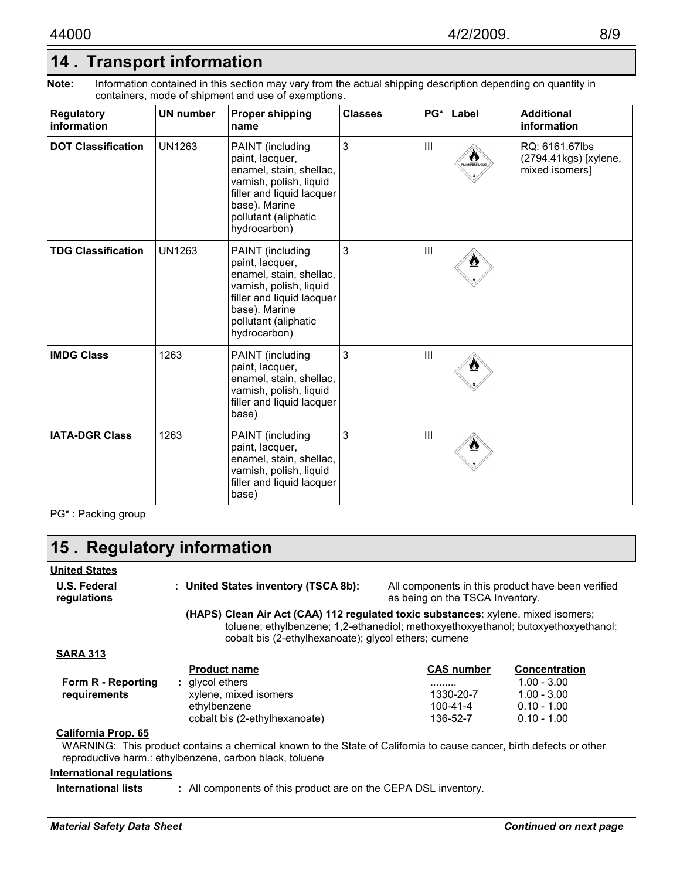## 14 . Transport information

**Note:** Information contained in this section may vary from the actual shipping description depending on quantity in containers, mode of shipment and use of exemptions.

| Regulatory information | UN number | Proper shipping name | Classes | PG* | Label | Additional information |
|---|---|---|---|---|---|---|
| **DOT Classification** | UN1263 | PAINT (including paint, lacquer, enamel, stain, shellac, varnish, polish, liquid filler and liquid lacquer base). Marine pollutant (aliphatic hydrocarbon) | 3 | III | FLAMMABLE LIQUID 3 | RQ: 6161.67lbs (2794.41kgs) [xylene, mixed isomers] |
| **TDG Classification** | UN1263 | PAINT (including paint, lacquer, enamel, stain, shellac, varnish, polish, liquid filler and liquid lacquer base). Marine pollutant (aliphatic hydrocarbon) | 3 | III | 3 | |
| **IMDG Class** | 1263 | PAINT (including paint, lacquer, enamel, stain, shellac, varnish, polish, liquid filler and liquid lacquer base) | 3 | III | 3 | |
| **IATA-DGR Class** | 1263 | PAINT (including paint, lacquer, enamel, stain, shellac, varnish, polish, liquid filler and liquid lacquer base) | 3 | III | 3 | |

PG* : Packing group

## 15 . Regulatory information

**United States**

**U.S. Federal regulations** : **United States inventory (TSCA 8b):** All components in this product have been verified as being on the TSCA Inventory.

**(HAPS) Clean Air Act (CAA) 112 regulated toxic substances**: xylene, mixed isomers; toluene; ethylbenzene; 1,2-ethanediol; methoxyethoxyethanol; butoxyethoxyethanol; cobalt bis (2-ethylhexanoate); glycol ethers; cumene

**SARA 313**

| | Product name | CAS number | Concentration |
|---|---|---|---|
| **Form R - Reporting requirements** : | glycol ethers | ......... | 1.00 - 3.00 |
| | xylene, mixed isomers | 1330-20-7 | 1.00 - 3.00 |
| | ethylbenzene | 100-41-4 | 0.10 - 1.00 |
| | cobalt bis (2-ethylhexanoate) | 136-52-7 | 0.10 - 1.00 |

**California Prop. 65**

WARNING: This product contains a chemical known to the State of California to cause cancer, birth defects or other reproductive harm.: ethylbenzene, carbon black, toluene

**International regulations**

**International lists** : All components of this product are on the CEPA DSL inventory.

***Material Safety Data Sheet*** ***Continued on next page***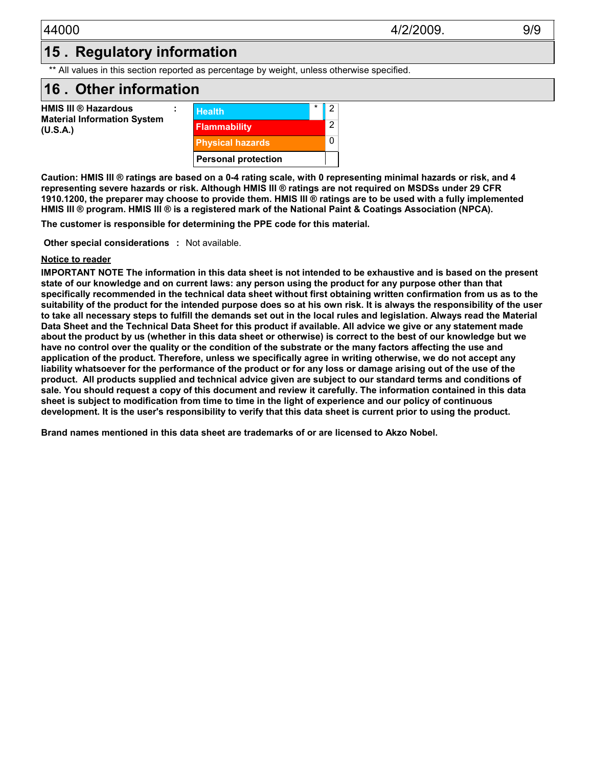## 15 . Regulatory information

** All values in this section reported as percentage by weight, unless otherwise specified.

## 16 . Other information

**HMIS III ® Hazardous Material Information System (U.S.A.)** :

| | | |
|---|---|---|
| Health | * | 2 |
| Flammability | | 2 |
| Physical hazards | | 0 |
| Personal protection | | |

**Caution: HMIS III ® ratings are based on a 0-4 rating scale, with 0 representing minimal hazards or risk, and 4 representing severe hazards or risk. Although HMIS III ® ratings are not required on MSDSs under 29 CFR 1910.1200, the preparer may choose to provide them. HMIS III ® ratings are to be used with a fully implemented HMIS III ® program. HMIS III ® is a registered mark of the National Paint & Coatings Association (NPCA).**

**The customer is responsible for determining the PPE code for this material.**

**Other special considerations** : Not available.

<u>**Notice to reader**</u>

**IMPORTANT NOTE The information in this data sheet is not intended to be exhaustive and is based on the present state of our knowledge and on current laws: any person using the product for any purpose other than that specifically recommended in the technical data sheet without first obtaining written confirmation from us as to the suitability of the product for the intended purpose does so at his own risk. It is always the responsibility of the user to take all necessary steps to fulfill the demands set out in the local rules and legislation. Always read the Material Data Sheet and the Technical Data Sheet for this product if available. All advice we give or any statement made about the product by us (whether in this data sheet or otherwise) is correct to the best of our knowledge but we have no control over the quality or the condition of the substrate or the many factors affecting the use and application of the product. Therefore, unless we specifically agree in writing otherwise, we do not accept any liability whatsoever for the performance of the product or for any loss or damage arising out of the use of the product. All products supplied and technical advice given are subject to our standard terms and conditions of sale. You should request a copy of this document and review it carefully. The information contained in this data sheet is subject to modification from time to time in the light of experience and our policy of continuous development. It is the user's responsibility to verify that this data sheet is current prior to using the product.**

**Brand names mentioned in this data sheet are trademarks of or are licensed to Akzo Nobel.**